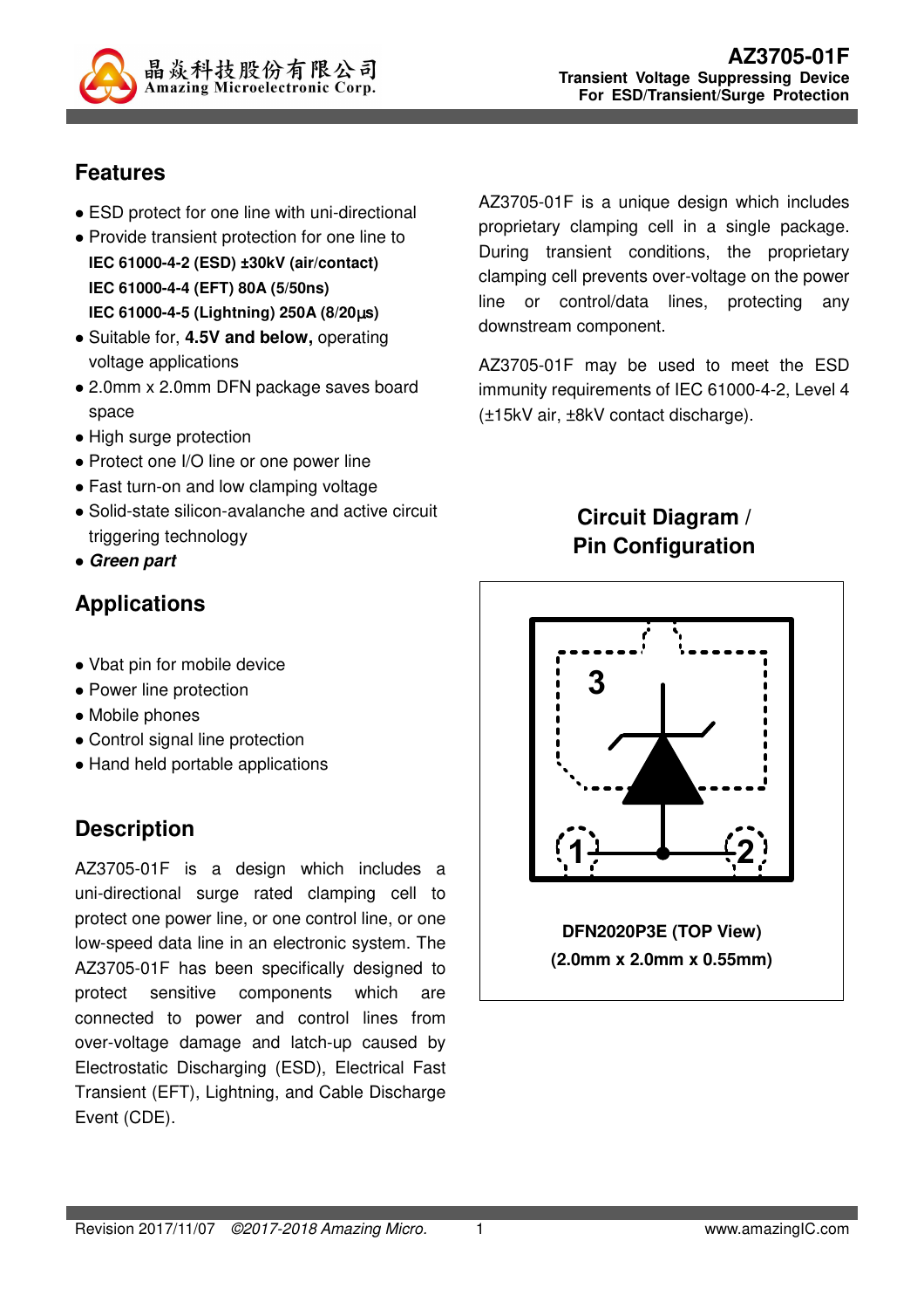# AZ3705-01F

**Transient Voltage Suppressing Device**
**For ESD/Transient/Surge Protection**

## Features

- ESD protect for one line with uni-directional
- Provide transient protection for one line to
  **IEC 61000-4-2 (ESD) ±30kV (air/contact)**
  **IEC 61000-4-4 (EFT) 80A (5/50ns)**
  **IEC 61000-4-5 (Lightning) 250A (8/20μs)**
- Suitable for, **4.5V and below,** operating voltage applications
- 2.0mm x 2.0mm DFN package saves board space
- High surge protection
- Protect one I/O line or one power line
- Fast turn-on and low clamping voltage
- Solid-state silicon-avalanche and active circuit triggering technology
- ***Green part***

## Applications

- Vbat pin for mobile device
- Power line protection
- Mobile phones
- Control signal line protection
- Hand held portable applications

## Description

AZ3705-01F is a design which includes a uni-directional surge rated clamping cell to protect one power line, or one control line, or one low-speed data line in an electronic system. The AZ3705-01F has been specifically designed to protect sensitive components which are connected to power and control lines from over-voltage damage and latch-up caused by Electrostatic Discharging (ESD), Electrical Fast Transient (EFT), Lightning, and Cable Discharge Event (CDE).

AZ3705-01F is a unique design which includes proprietary clamping cell in a single package. During transient conditions, the proprietary clamping cell prevents over-voltage on the power line or control/data lines, protecting any downstream component.

AZ3705-01F may be used to meet the ESD immunity requirements of IEC 61000-4-2, Level 4 (±15kV air, ±8kV contact discharge).

## Circuit Diagram / Pin Configuration

**DFN2020P3E (TOP View)**
**(2.0mm x 2.0mm x 0.55mm)**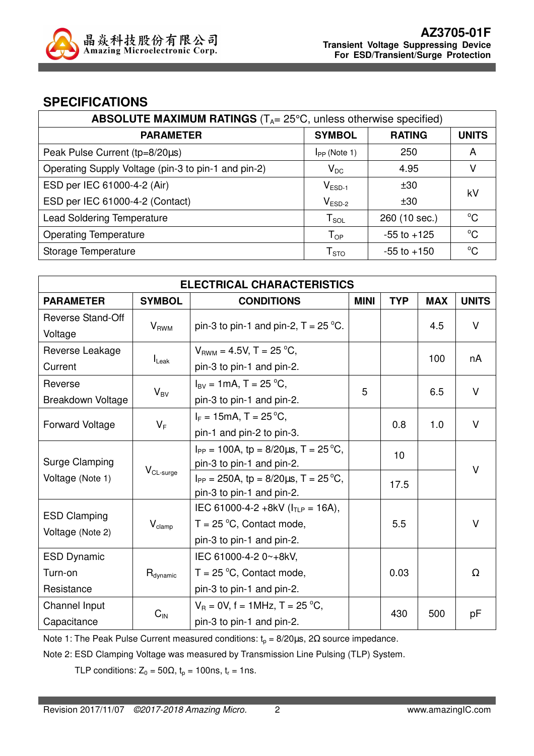## SPECIFICATIONS

| ABSOLUTE MAXIMUM RATINGS ($T_A$= 25°C, unless otherwise specified) | | | |
|---|---|---|---|
| **PARAMETER** | **SYMBOL** | **RATING** | **UNITS** |
| Peak Pulse Current (tp=8/20µs) | $I_{PP}$ (Note 1) | 250 | A |
| Operating Supply Voltage (pin-3 to pin-1 and pin-2) | $V_{DC}$ | 4.95 | V |
| ESD per IEC 61000-4-2 (Air) | $V_{ESD-1}$ | ±30 | kV |
| ESD per IEC 61000-4-2 (Contact) | $V_{ESD-2}$ | ±30 | kV |
| Lead Soldering Temperature | $T_{SOL}$ | 260 (10 sec.) | °C |
| Operating Temperature | $T_{OP}$ | -55 to +125 | °C |
| Storage Temperature | $T_{STO}$ | -55 to +150 | °C |

| ELECTRICAL CHARACTERISTICS | | | | | | |
|---|---|---|---|---|---|---|
| **PARAMETER** | **SYMBOL** | **CONDITIONS** | **MINI** | **TYP** | **MAX** | **UNITS** |
| Reverse Stand-Off Voltage | $V_{RWM}$ | pin-3 to pin-1 and pin-2, T = 25 °C. | | | 4.5 | V |
| Reverse Leakage Current | $I_{Leak}$ | $V_{RWM}$ = 4.5V, T = 25 °C, pin-3 to pin-1 and pin-2. | | | 100 | nA |
| Reverse Breakdown Voltage | $V_{BV}$ | $I_{BV}$ = 1mA, T = 25 °C, pin-3 to pin-1 and pin-2. | 5 | | 6.5 | V |
| Forward Voltage | $V_F$ | $I_F$ = 15mA, T = 25 °C, pin-1 and pin-2 to pin-3. | | 0.8 | 1.0 | V |
| Surge Clamping Voltage (Note 1) | $V_{CL-surge}$ | $I_{PP}$ = 100A, tp = 8/20µs, T = 25 °C, pin-3 to pin-1 and pin-2. | | 10 | | V |
| | | $I_{PP}$ = 250A, tp = 8/20µs, T = 25 °C, pin-3 to pin-1 and pin-2. | | 17.5 | | V |
| ESD Clamping Voltage (Note 2) | $V_{clamp}$ | IEC 61000-4-2 +8kV ($I_{TLP}$ = 16A), T = 25 °C, Contact mode, pin-3 to pin-1 and pin-2. | | 5.5 | | V |
| ESD Dynamic Turn-on Resistance | $R_{dynamic}$ | IEC 61000-4-2 0~+8kV, T = 25 °C, Contact mode, pin-3 to pin-1 and pin-2. | | 0.03 | | Ω |
| Channel Input Capacitance | $C_{IN}$ | $V_R$ = 0V, f = 1MHz, T = 25 °C, pin-3 to pin-1 and pin-2. | | 430 | 500 | pF |

Note 1: The Peak Pulse Current measured conditions: $t_p$ = 8/20µs, 2Ω source impedance.

Note 2: ESD Clamping Voltage was measured by Transmission Line Pulsing (TLP) System.

TLP conditions: $Z_0$ = 50Ω, $t_p$ = 100ns, $t_r$ = 1ns.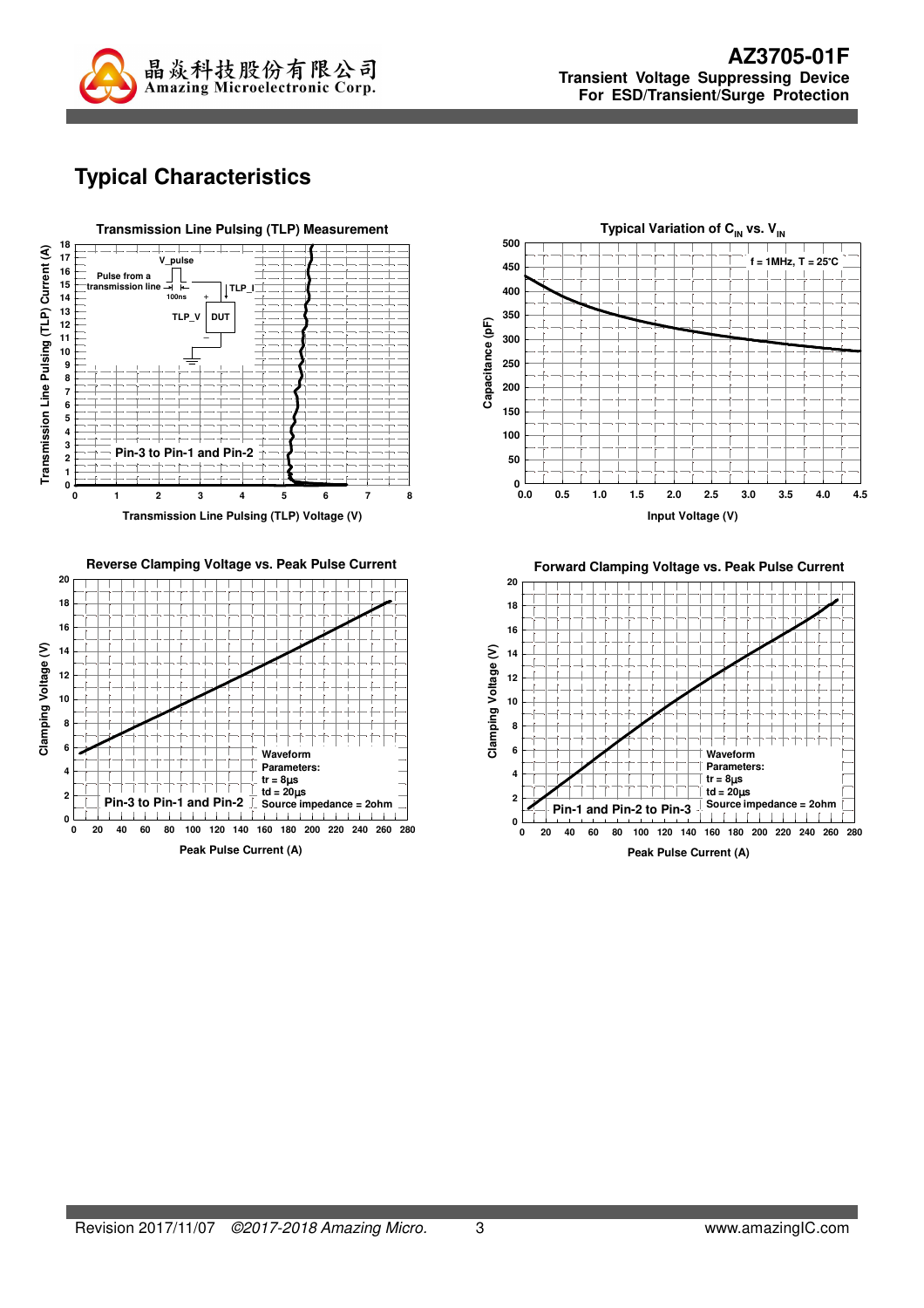## Typical Characteristics

**Transmission Line Pulsing (TLP) Measurement**

Pulse from a transmission line; V_pulse; 100ns; TLP_I; TLP_V; DUT

Pin-3 to Pin-1 and Pin-2

Transmission Line Pulsing (TLP) Current (A) vs. Transmission Line Pulsing (TLP) Voltage (V)

**Typical Variation of $C_{IN}$ vs. $V_{IN}$**

f = 1MHz, T = 25°C

Capacitance (pF) vs. Input Voltage (V)

**Reverse Clamping Voltage vs. Peak Pulse Current**

Pin-3 to Pin-1 and Pin-2

Waveform Parameters:
tr = 8µs
td = 20µs
Source impedance = 2ohm

Clamping Voltage (V) vs. Peak Pulse Current (A)

**Forward Clamping Voltage vs. Peak Pulse Current**

Pin-1 and Pin-2 to Pin-3

Waveform Parameters:
tr = 8µs
td = 20µs
Source impedance = 2ohm

Clamping Voltage (V) vs. Peak Pulse Current (A)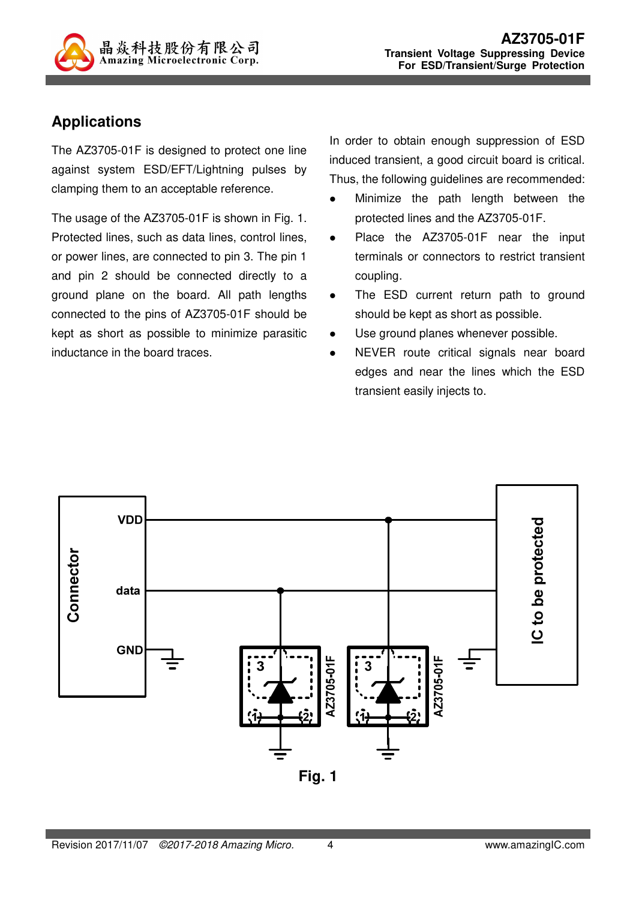## Applications

The AZ3705-01F is designed to protect one line against system ESD/EFT/Lightning pulses by clamping them to an acceptable reference.

The usage of the AZ3705-01F is shown in Fig. 1. Protected lines, such as data lines, control lines, or power lines, are connected to pin 3. The pin 1 and pin 2 should be connected directly to a ground plane on the board. All path lengths connected to the pins of AZ3705-01F should be kept as short as possible to minimize parasitic inductance in the board traces.

In order to obtain enough suppression of ESD induced transient, a good circuit board is critical. Thus, the following guidelines are recommended:

- Minimize the path length between the protected lines and the AZ3705-01F.
- Place the AZ3705-01F near the input terminals or connectors to restrict transient coupling.
- The ESD current return path to ground should be kept as short as possible.
- Use ground planes whenever possible.
- NEVER route critical signals near board edges and near the lines which the ESD transient easily injects to.

Fig. 1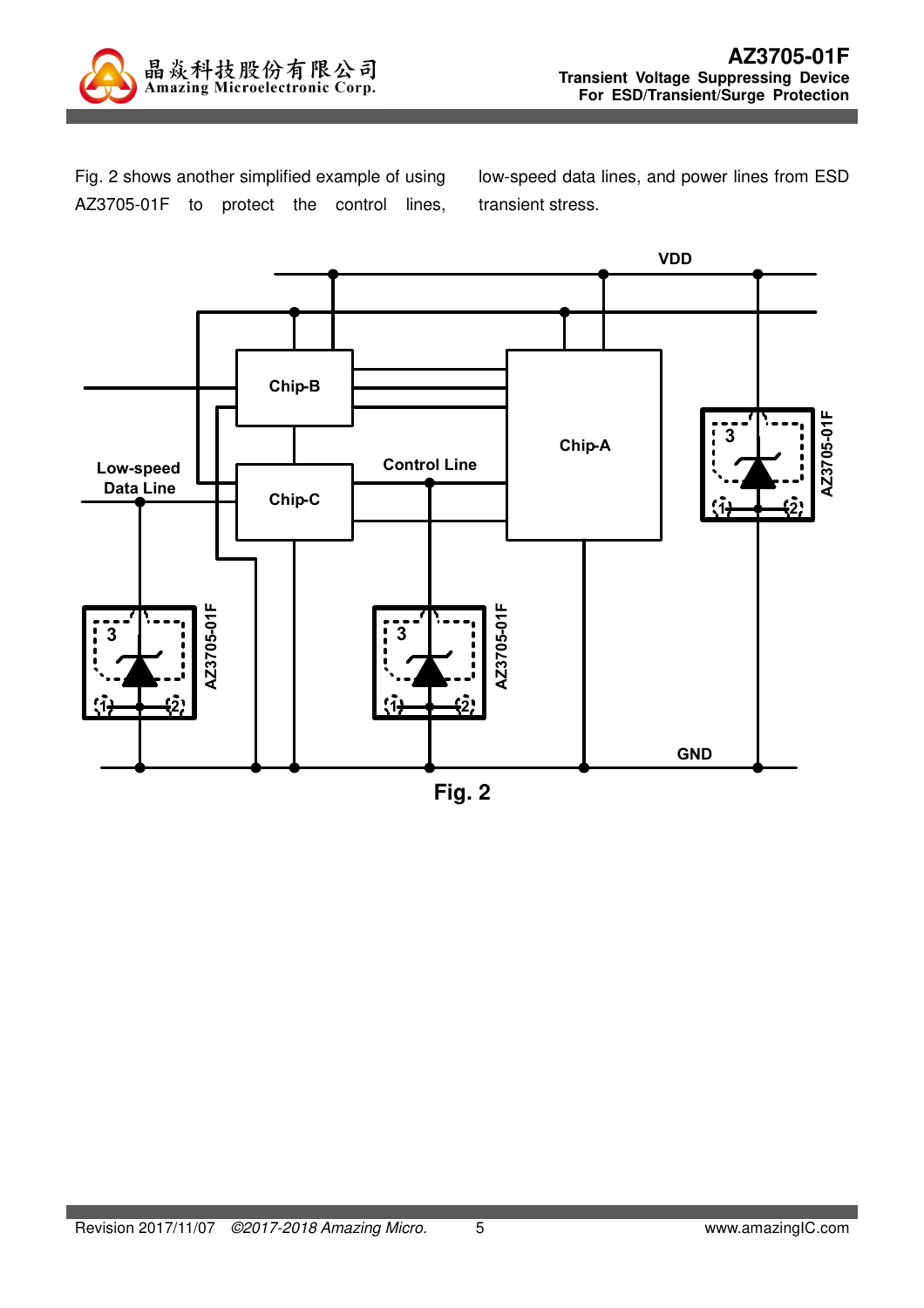Fig. 2 shows another simplified example of using AZ3705-01F to protect the control lines, low-speed data lines, and power lines from ESD transient stress.

Fig. 2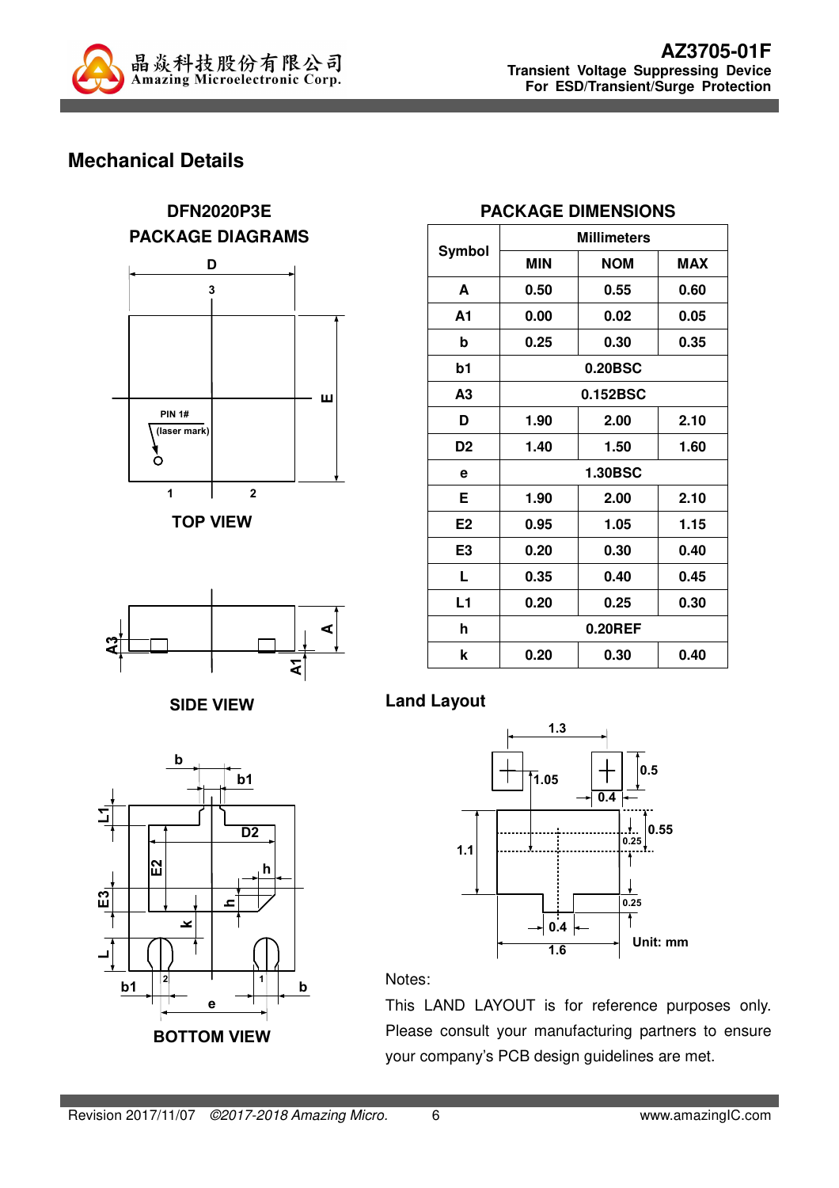## Mechanical Details

**DFN2020P3E**
**PACKAGE DIAGRAMS**

**TOP VIEW**

**SIDE VIEW**

**BOTTOM VIEW**

**PACKAGE DIMENSIONS**

| Symbol | Millimeters | | |
|---|---|---|---|
| | MIN | NOM | MAX |
| A | 0.50 | 0.55 | 0.60 |
| A1 | 0.00 | 0.02 | 0.05 |
| b | 0.25 | 0.30 | 0.35 |
| b1 | 0.20BSC | | |
| A3 | 0.152BSC | | |
| D | 1.90 | 2.00 | 2.10 |
| D2 | 1.40 | 1.50 | 1.60 |
| e | 1.30BSC | | |
| E | 1.90 | 2.00 | 2.10 |
| E2 | 0.95 | 1.05 | 1.15 |
| E3 | 0.20 | 0.30 | 0.40 |
| L | 0.35 | 0.40 | 0.45 |
| L1 | 0.20 | 0.25 | 0.30 |
| h | 0.20REF | | |
| k | 0.20 | 0.30 | 0.40 |

### Land Layout

Unit: mm

Notes:

This LAND LAYOUT is for reference purposes only. Please consult your manufacturing partners to ensure your company's PCB design guidelines are met.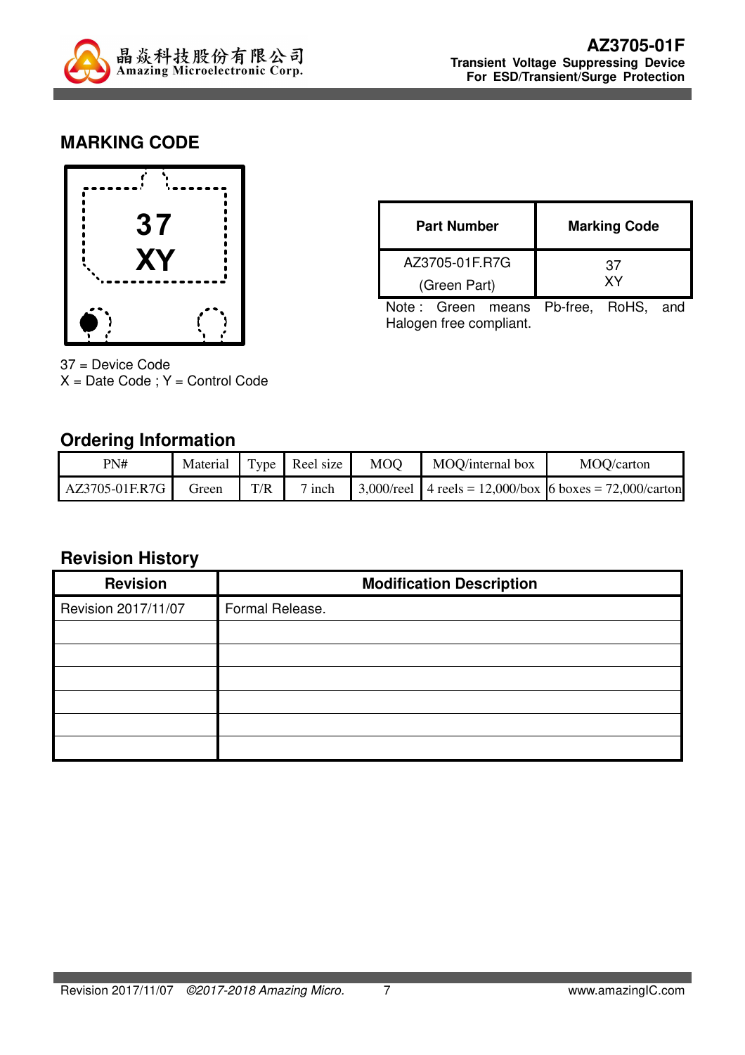## MARKING CODE

37
XY

37 = Device Code
X = Date Code ; Y = Control Code

| Part Number | Marking Code |
|---|---|
| AZ3705-01F.R7G (Green Part) | 37 XY |

Note : Green means Pb-free, RoHS, and Halogen free compliant.

## Ordering Information

| PN# | Material | Type | Reel size | MOQ | MOQ/internal box | MOQ/carton |
|---|---|---|---|---|---|---|
| AZ3705-01F.R7G | Green | T/R | 7 inch | 3,000/reel | 4 reels = 12,000/box | 6 boxes = 72,000/carton |

## Revision History

| Revision | Modification Description |
|---|---|
| Revision 2017/11/07 | Formal Release. |
| | |
| | |
| | |
| | |
| | |
| | |